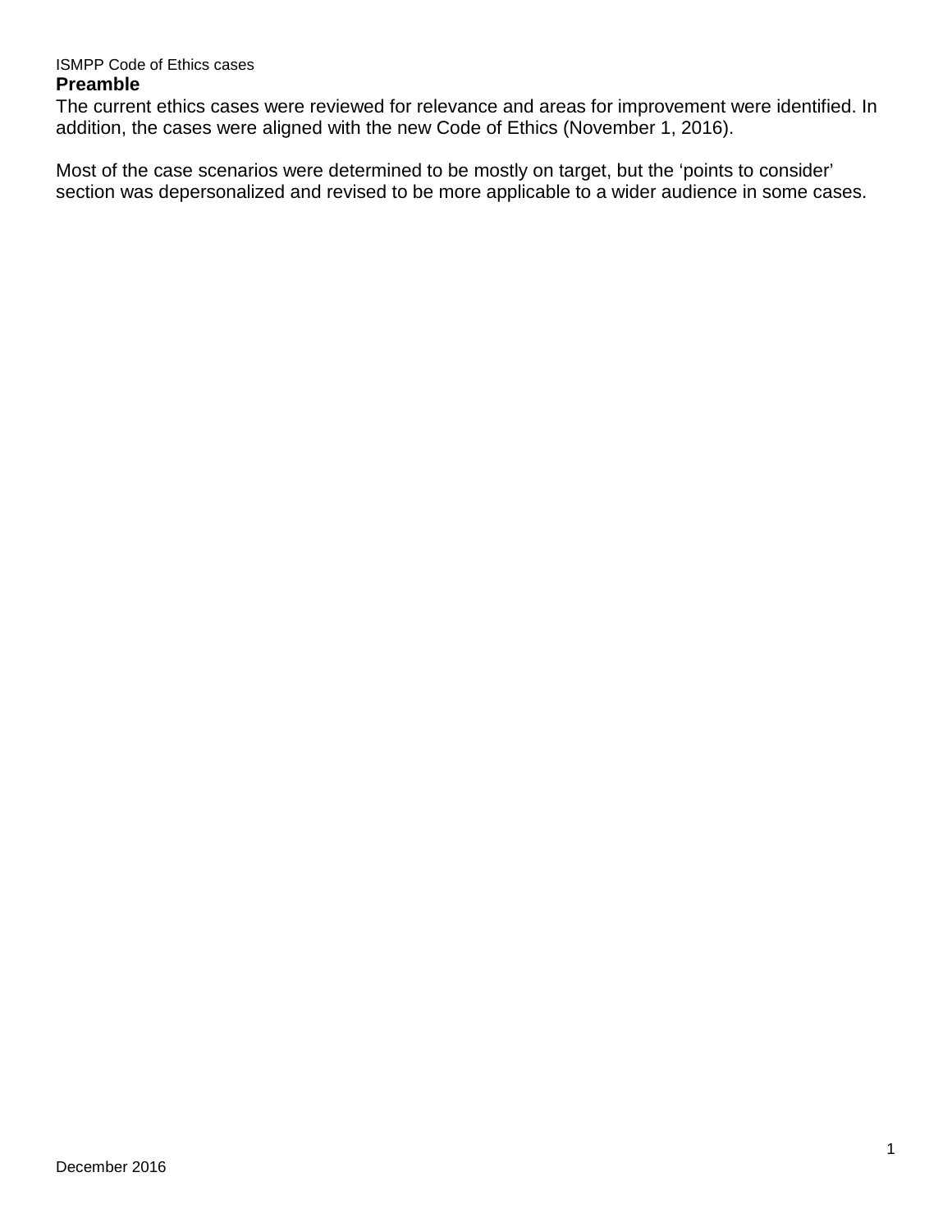ISMPP Code of Ethics cases

## Preamble

The current ethics cases were reviewed for relevance and areas for improvement were identified. In addition, the cases were aligned with the new Code of Ethics (November 1, 2016).

Most of the case scenarios were determined to be mostly on target, but the 'points to consider' section was depersonalized and revised to be more applicable to a wider audience in some cases.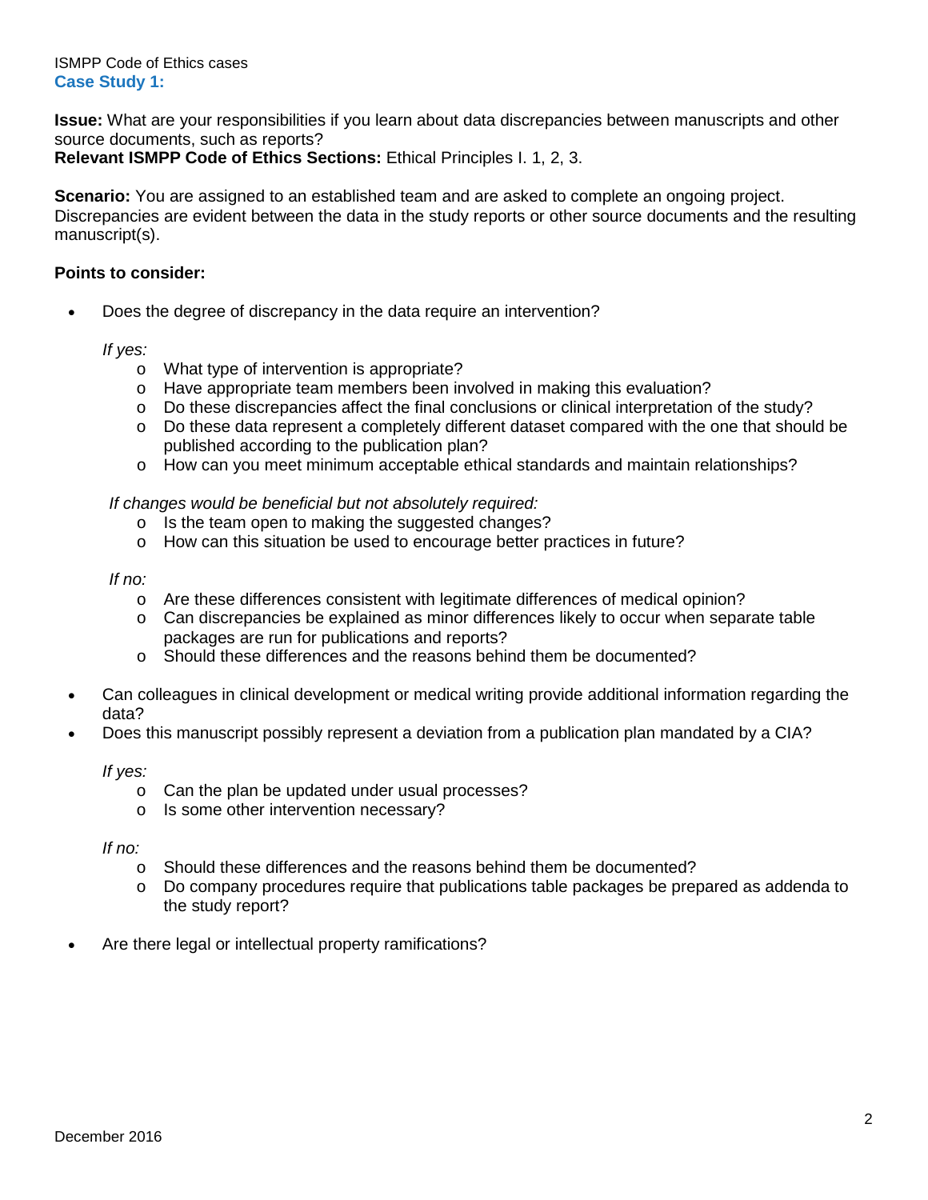ISMPP Code of Ethics cases

## Case Study 1:

**Issue:** What are your responsibilities if you learn about data discrepancies between manuscripts and other source documents, such as reports?

**Relevant ISMPP Code of Ethics Sections:** Ethical Principles I. 1, 2, 3.

**Scenario:** You are assigned to an established team and are asked to complete an ongoing project. Discrepancies are evident between the data in the study reports or other source documents and the resulting manuscript(s).

**Points to consider:**

- Does the degree of discrepancy in the data require an intervention?

  *If yes:*
  - What type of intervention is appropriate?
  - Have appropriate team members been involved in making this evaluation?
  - Do these discrepancies affect the final conclusions or clinical interpretation of the study?
  - Do these data represent a completely different dataset compared with the one that should be published according to the publication plan?
  - How can you meet minimum acceptable ethical standards and maintain relationships?

  *If changes would be beneficial but not absolutely required:*
  - Is the team open to making the suggested changes?
  - How can this situation be used to encourage better practices in future?

  *If no:*
  - Are these differences consistent with legitimate differences of medical opinion?
  - Can discrepancies be explained as minor differences likely to occur when separate table packages are run for publications and reports?
  - Should these differences and the reasons behind them be documented?

- Can colleagues in clinical development or medical writing provide additional information regarding the data?
- Does this manuscript possibly represent a deviation from a publication plan mandated by a CIA?

  *If yes:*
  - Can the plan be updated under usual processes?
  - Is some other intervention necessary?

  *If no:*
  - Should these differences and the reasons behind them be documented?
  - Do company procedures require that publications table packages be prepared as addenda to the study report?

- Are there legal or intellectual property ramifications?

December 2016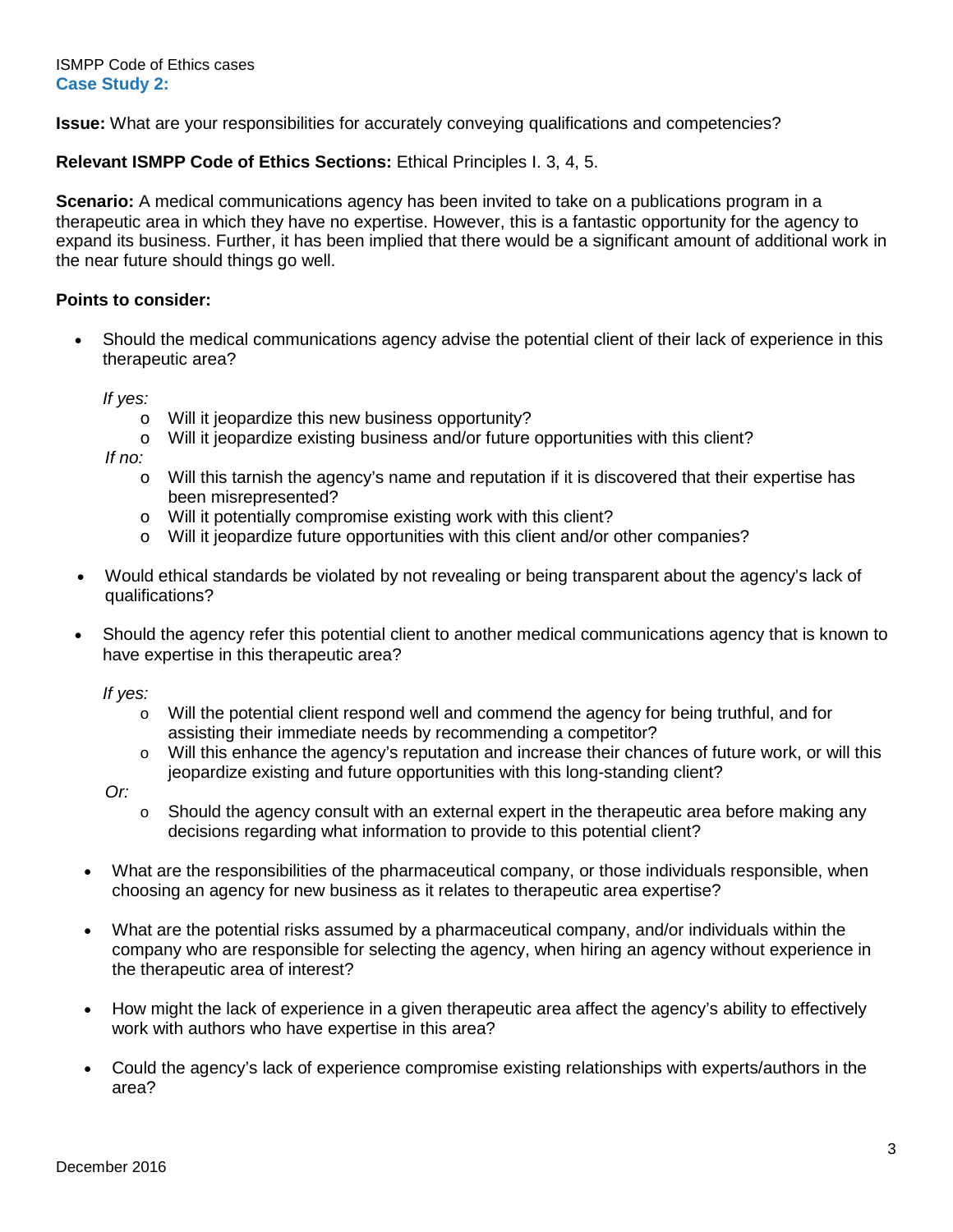ISMPP Code of Ethics cases

## Case Study 2:

**Issue:** What are your responsibilities for accurately conveying qualifications and competencies?

**Relevant ISMPP Code of Ethics Sections:** Ethical Principles I. 3, 4, 5.

**Scenario:** A medical communications agency has been invited to take on a publications program in a therapeutic area in which they have no expertise. However, this is a fantastic opportunity for the agency to expand its business. Further, it has been implied that there would be a significant amount of additional work in the near future should things go well.

**Points to consider:**

- Should the medical communications agency advise the potential client of their lack of experience in this therapeutic area?

  *If yes:*
  - Will it jeopardize this new business opportunity?
  - Will it jeopardize existing business and/or future opportunities with this client?

  *If no:*
  - Will this tarnish the agency's name and reputation if it is discovered that their expertise has been misrepresented?
  - Will it potentially compromise existing work with this client?
  - Will it jeopardize future opportunities with this client and/or other companies?

- Would ethical standards be violated by not revealing or being transparent about the agency's lack of qualifications?

- Should the agency refer this potential client to another medical communications agency that is known to have expertise in this therapeutic area?

  *If yes:*
  - Will the potential client respond well and commend the agency for being truthful, and for assisting their immediate needs by recommending a competitor?
  - Will this enhance the agency's reputation and increase their chances of future work, or will this jeopardize existing and future opportunities with this long-standing client?

  *Or:*
  - Should the agency consult with an external expert in the therapeutic area before making any decisions regarding what information to provide to this potential client?

- What are the responsibilities of the pharmaceutical company, or those individuals responsible, when choosing an agency for new business as it relates to therapeutic area expertise?

- What are the potential risks assumed by a pharmaceutical company, and/or individuals within the company who are responsible for selecting the agency, when hiring an agency without experience in the therapeutic area of interest?

- How might the lack of experience in a given therapeutic area affect the agency's ability to effectively work with authors who have expertise in this area?

- Could the agency's lack of experience compromise existing relationships with experts/authors in the area?

December 2016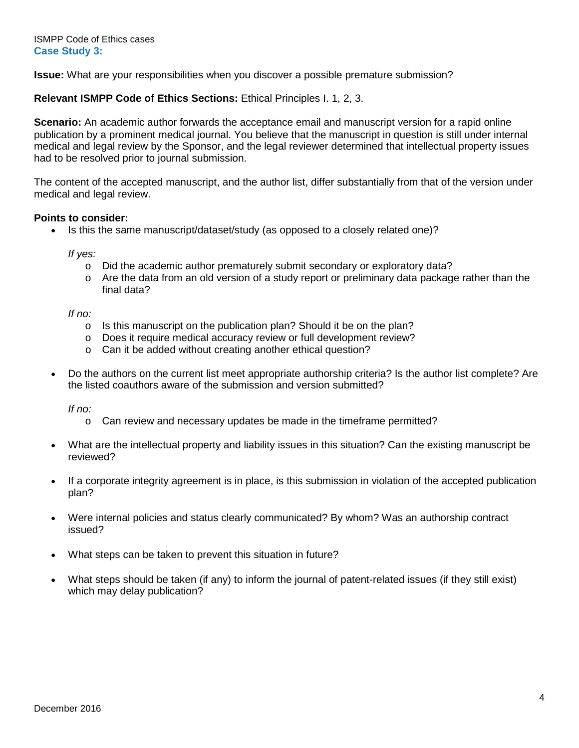ISMPP Code of Ethics cases

## Case Study 3:

**Issue:** What are your responsibilities when you discover a possible premature submission?

**Relevant ISMPP Code of Ethics Sections:** Ethical Principles I. 1, 2, 3.

**Scenario:** An academic author forwards the acceptance email and manuscript version for a rapid online publication by a prominent medical journal. You believe that the manuscript in question is still under internal medical and legal review by the Sponsor, and the legal reviewer determined that intellectual property issues had to be resolved prior to journal submission.

The content of the accepted manuscript, and the author list, differ substantially from that of the version under medical and legal review.

**Points to consider:**

- Is this the same manuscript/dataset/study (as opposed to a closely related one)?

  *If yes:*
  - Did the academic author prematurely submit secondary or exploratory data?
  - Are the data from an old version of a study report or preliminary data package rather than the final data?

  *If no:*
  - Is this manuscript on the publication plan? Should it be on the plan?
  - Does it require medical accuracy review or full development review?
  - Can it be added without creating another ethical question?

- Do the authors on the current list meet appropriate authorship criteria? Is the author list complete? Are the listed coauthors aware of the submission and version submitted?

  *If no:*
  - Can review and necessary updates be made in the timeframe permitted?

- What are the intellectual property and liability issues in this situation? Can the existing manuscript be reviewed?

- If a corporate integrity agreement is in place, is this submission in violation of the accepted publication plan?

- Were internal policies and status clearly communicated? By whom? Was an authorship contract issued?

- What steps can be taken to prevent this situation in future?

- What steps should be taken (if any) to inform the journal of patent-related issues (if they still exist) which may delay publication?

December 2016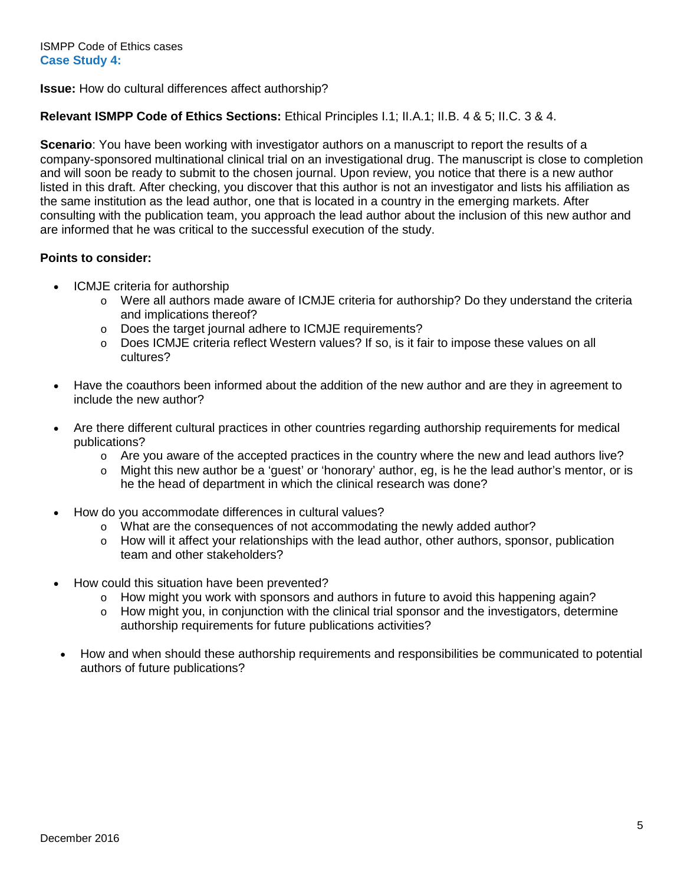ISMPP Code of Ethics cases

## Case Study 4:

**Issue:** How do cultural differences affect authorship?

**Relevant ISMPP Code of Ethics Sections:** Ethical Principles I.1; II.A.1; II.B. 4 & 5; II.C. 3 & 4.

**Scenario**: You have been working with investigator authors on a manuscript to report the results of a company-sponsored multinational clinical trial on an investigational drug. The manuscript is close to completion and will soon be ready to submit to the chosen journal. Upon review, you notice that there is a new author listed in this draft. After checking, you discover that this author is not an investigator and lists his affiliation as the same institution as the lead author, one that is located in a country in the emerging markets. After consulting with the publication team, you approach the lead author about the inclusion of this new author and are informed that he was critical to the successful execution of the study.

**Points to consider:**

- ICMJE criteria for authorship
  - Were all authors made aware of ICMJE criteria for authorship? Do they understand the criteria and implications thereof?
  - Does the target journal adhere to ICMJE requirements?
  - Does ICMJE criteria reflect Western values? If so, is it fair to impose these values on all cultures?
- Have the coauthors been informed about the addition of the new author and are they in agreement to include the new author?
- Are there different cultural practices in other countries regarding authorship requirements for medical publications?
  - Are you aware of the accepted practices in the country where the new and lead authors live?
  - Might this new author be a 'guest' or 'honorary' author, eg, is he the lead author's mentor, or is he the head of department in which the clinical research was done?
- How do you accommodate differences in cultural values?
  - What are the consequences of not accommodating the newly added author?
  - How will it affect your relationships with the lead author, other authors, sponsor, publication team and other stakeholders?
- How could this situation have been prevented?
  - How might you work with sponsors and authors in future to avoid this happening again?
  - How might you, in conjunction with the clinical trial sponsor and the investigators, determine authorship requirements for future publications activities?
- How and when should these authorship requirements and responsibilities be communicated to potential authors of future publications?

December 2016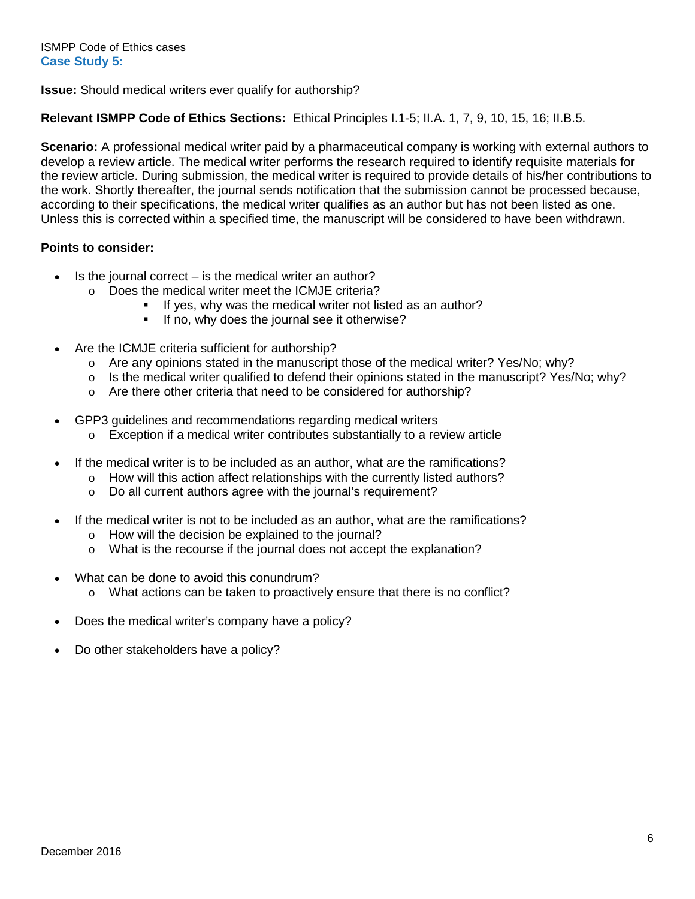ISMPP Code of Ethics cases

## Case Study 5:

**Issue:** Should medical writers ever qualify for authorship?

**Relevant ISMPP Code of Ethics Sections:** Ethical Principles I.1-5; II.A. 1, 7, 9, 10, 15, 16; II.B.5.

**Scenario:** A professional medical writer paid by a pharmaceutical company is working with external authors to develop a review article. The medical writer performs the research required to identify requisite materials for the review article. During submission, the medical writer is required to provide details of his/her contributions to the work. Shortly thereafter, the journal sends notification that the submission cannot be processed because, according to their specifications, the medical writer qualifies as an author but has not been listed as one. Unless this is corrected within a specified time, the manuscript will be considered to have been withdrawn.

**Points to consider:**

- Is the journal correct – is the medical writer an author?
  - Does the medical writer meet the ICMJE criteria?
    - If yes, why was the medical writer not listed as an author?
    - If no, why does the journal see it otherwise?
- Are the ICMJE criteria sufficient for authorship?
  - Are any opinions stated in the manuscript those of the medical writer? Yes/No; why?
  - Is the medical writer qualified to defend their opinions stated in the manuscript? Yes/No; why?
  - Are there other criteria that need to be considered for authorship?
- GPP3 guidelines and recommendations regarding medical writers
  - Exception if a medical writer contributes substantially to a review article
- If the medical writer is to be included as an author, what are the ramifications?
  - How will this action affect relationships with the currently listed authors?
  - Do all current authors agree with the journal's requirement?
- If the medical writer is not to be included as an author, what are the ramifications?
  - How will the decision be explained to the journal?
  - What is the recourse if the journal does not accept the explanation?
- What can be done to avoid this conundrum?
  - What actions can be taken to proactively ensure that there is no conflict?
- Does the medical writer's company have a policy?
- Do other stakeholders have a policy?

December 2016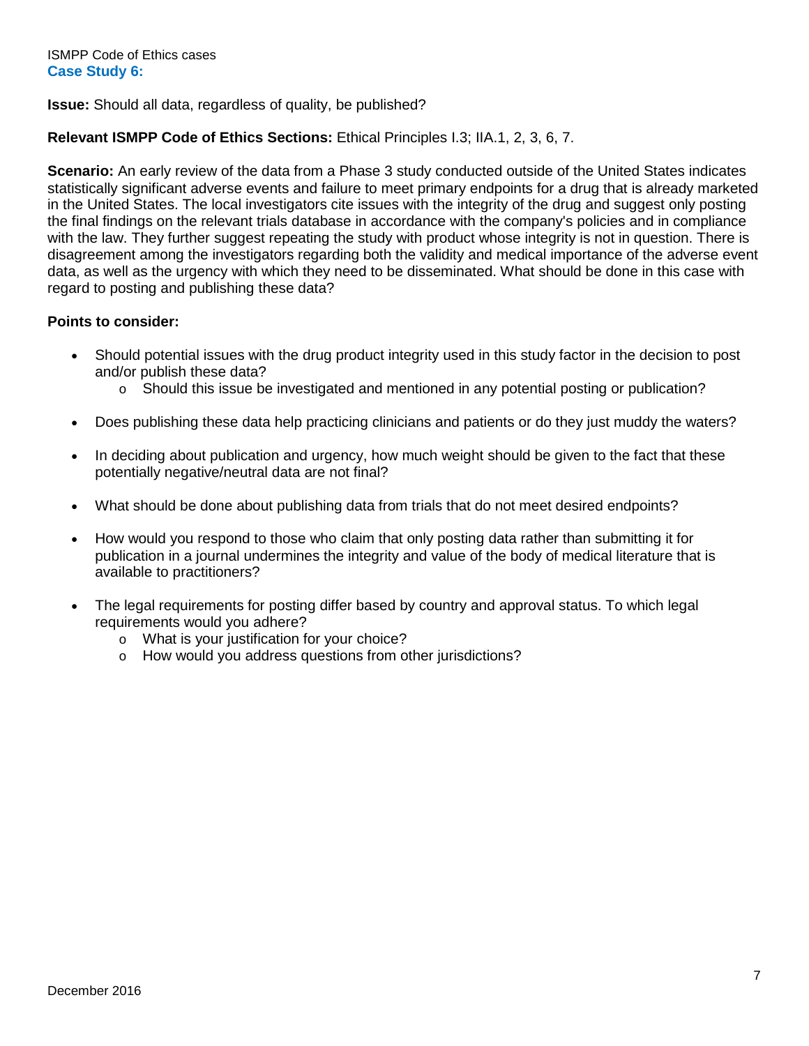ISMPP Code of Ethics cases

## Case Study 6:

**Issue:** Should all data, regardless of quality, be published?

**Relevant ISMPP Code of Ethics Sections:** Ethical Principles I.3; IIA.1, 2, 3, 6, 7.

**Scenario:** An early review of the data from a Phase 3 study conducted outside of the United States indicates statistically significant adverse events and failure to meet primary endpoints for a drug that is already marketed in the United States. The local investigators cite issues with the integrity of the drug and suggest only posting the final findings on the relevant trials database in accordance with the company's policies and in compliance with the law. They further suggest repeating the study with product whose integrity is not in question. There is disagreement among the investigators regarding both the validity and medical importance of the adverse event data, as well as the urgency with which they need to be disseminated. What should be done in this case with regard to posting and publishing these data?

**Points to consider:**

- Should potential issues with the drug product integrity used in this study factor in the decision to post and/or publish these data?
  - Should this issue be investigated and mentioned in any potential posting or publication?
- Does publishing these data help practicing clinicians and patients or do they just muddy the waters?
- In deciding about publication and urgency, how much weight should be given to the fact that these potentially negative/neutral data are not final?
- What should be done about publishing data from trials that do not meet desired endpoints?
- How would you respond to those who claim that only posting data rather than submitting it for publication in a journal undermines the integrity and value of the body of medical literature that is available to practitioners?
- The legal requirements for posting differ based by country and approval status. To which legal requirements would you adhere?
  - What is your justification for your choice?
  - How would you address questions from other jurisdictions?

December 2016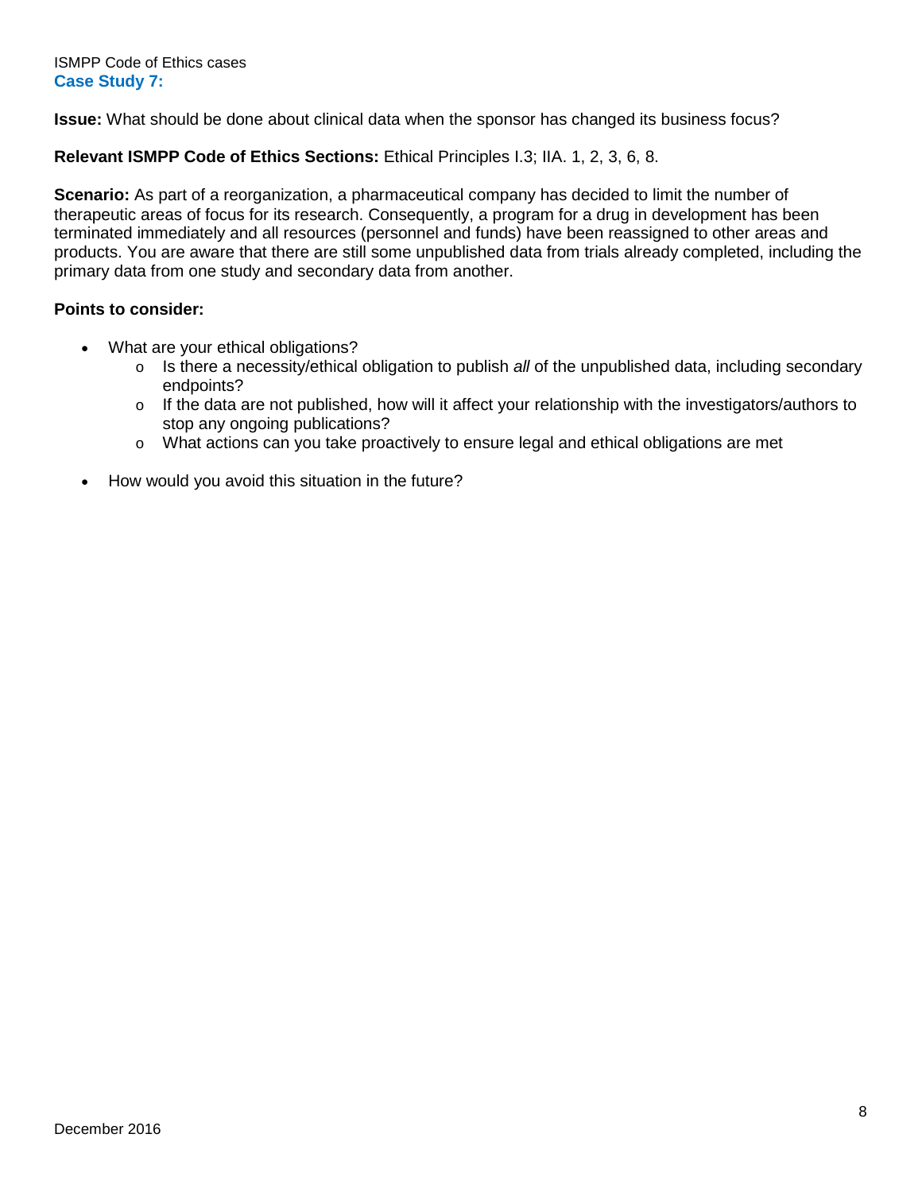ISMPP Code of Ethics cases

## Case Study 7:

**Issue:** What should be done about clinical data when the sponsor has changed its business focus?

**Relevant ISMPP Code of Ethics Sections:** Ethical Principles I.3; IIA. 1, 2, 3, 6, 8.

**Scenario:** As part of a reorganization, a pharmaceutical company has decided to limit the number of therapeutic areas of focus for its research. Consequently, a program for a drug in development has been terminated immediately and all resources (personnel and funds) have been reassigned to other areas and products. You are aware that there are still some unpublished data from trials already completed, including the primary data from one study and secondary data from another.

**Points to consider:**

- What are your ethical obligations?
  - Is there a necessity/ethical obligation to publish *all* of the unpublished data, including secondary endpoints?
  - If the data are not published, how will it affect your relationship with the investigators/authors to stop any ongoing publications?
  - What actions can you take proactively to ensure legal and ethical obligations are met
- How would you avoid this situation in the future?

December 2016